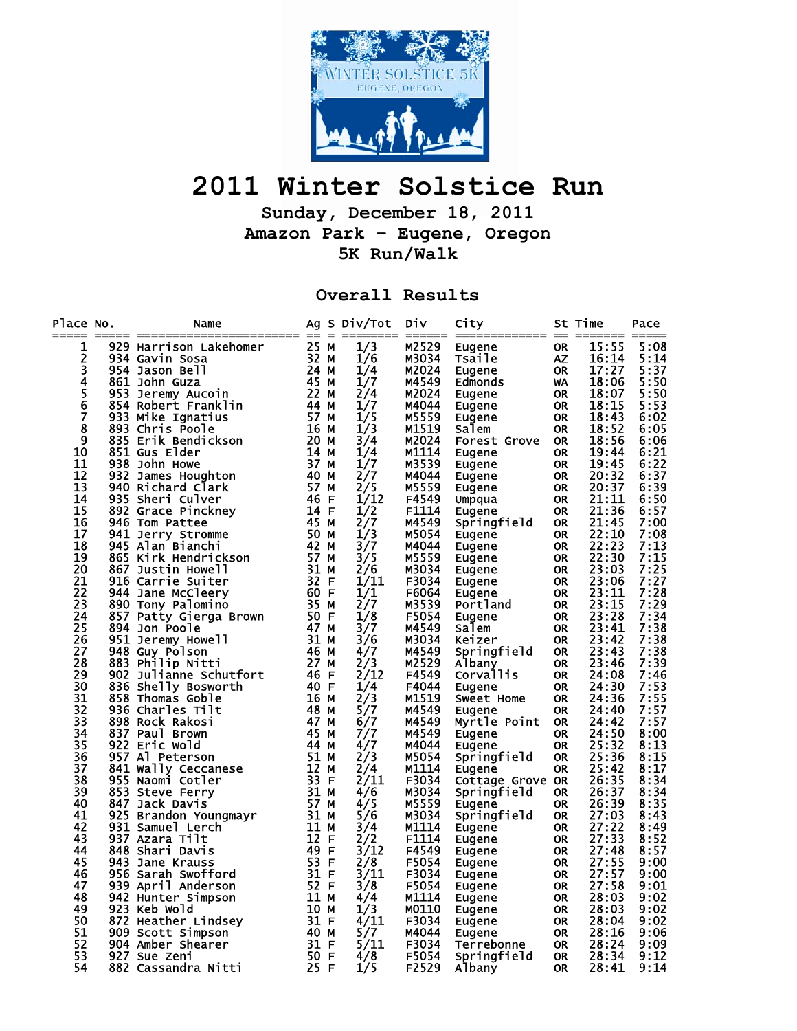# 2011 Winter Solstice Run

### Sunday, December 18, 2011
### Amazon Park - Eugene, Oregon
### 5K Run/Walk

## Overall Results

| Place | No. | Name | Ag | S | Div/Tot | Div | City | St | Time | Pace |
|---|---|---|---|---|---|---|---|---|---|---|
| 1 | 929 | Harrison Lakehomer | 25 | M | 1/3 | M2529 | Eugene | OR | 15:55 | 5:08 |
| 2 | 934 | Gavin Sosa | 32 | M | 1/6 | M3034 | Tsaile | AZ | 16:14 | 5:14 |
| 3 | 954 | Jason Bell | 24 | M | 1/4 | M2024 | Eugene | OR | 17:27 | 5:37 |
| 4 | 861 | John Guza | 45 | M | 1/7 | M4549 | Edmonds | WA | 18:06 | 5:50 |
| 5 | 953 | Jeremy Aucoin | 22 | M | 2/4 | M2024 | Eugene | OR | 18:07 | 5:50 |
| 6 | 854 | Robert Franklin | 44 | M | 1/7 | M4044 | Eugene | OR | 18:15 | 5:53 |
| 7 | 933 | Mike Ignatius | 57 | M | 1/5 | M5559 | Eugene | OR | 18:43 | 6:02 |
| 8 | 893 | Chris Poole | 16 | M | 1/3 | M1519 | Salem | OR | 18:52 | 6:05 |
| 9 | 835 | Erik Bendickson | 20 | M | 3/4 | M2024 | Forest Grove | OR | 18:56 | 6:06 |
| 10 | 851 | Gus Elder | 14 | M | 1/4 | M1114 | Eugene | OR | 19:44 | 6:21 |
| 11 | 938 | John Howe | 37 | M | 1/7 | M3539 | Eugene | OR | 19:45 | 6:22 |
| 12 | 932 | James Houghton | 40 | M | 2/7 | M4044 | Eugene | OR | 20:32 | 6:37 |
| 13 | 940 | Richard Clark | 57 | M | 2/5 | M5559 | Eugene | OR | 20:37 | 6:39 |
| 14 | 935 | Sheri Culver | 46 | F | 1/12 | F4549 | Umpqua | OR | 21:11 | 6:50 |
| 15 | 892 | Grace Pinckney | 14 | F | 1/2 | F1114 | Eugene | OR | 21:36 | 6:57 |
| 16 | 946 | Tom Pattee | 45 | M | 2/7 | M4549 | Springfield | OR | 21:45 | 7:00 |
| 17 | 941 | Jerry Stromme | 50 | M | 1/3 | M5054 | Eugene | OR | 22:10 | 7:08 |
| 18 | 945 | Alan Bianchi | 42 | M | 3/7 | M4044 | Eugene | OR | 22:23 | 7:13 |
| 19 | 865 | Kirk Hendrickson | 57 | M | 3/5 | M5559 | Eugene | OR | 22:30 | 7:15 |
| 20 | 867 | Justin Howell | 31 | M | 2/6 | M3034 | Eugene | OR | 23:03 | 7:25 |
| 21 | 916 | Carrie Suiter | 32 | F | 1/11 | F3034 | Eugene | OR | 23:06 | 7:27 |
| 22 | 944 | Jane McCleery | 60 | F | 1/1 | F6064 | Eugene | OR | 23:11 | 7:28 |
| 23 | 890 | Tony Palomino | 35 | M | 2/7 | M3539 | Portland | OR | 23:15 | 7:29 |
| 24 | 857 | Patty Gierga Brown | 50 | F | 1/8 | F5054 | Eugene | OR | 23:28 | 7:34 |
| 25 | 894 | Jon Poole | 47 | M | 3/7 | M4549 | Salem | OR | 23:41 | 7:38 |
| 26 | 951 | Jeremy Howell | 31 | M | 3/6 | M3034 | Keizer | OR | 23:42 | 7:38 |
| 27 | 948 | Guy Polson | 46 | M | 4/7 | M4549 | Springfield | OR | 23:43 | 7:38 |
| 28 | 883 | Philip Nitti | 27 | M | 2/3 | M2529 | Albany | OR | 23:46 | 7:39 |
| 29 | 902 | Julianne Schutfort | 46 | F | 2/12 | F4549 | Corvallis | OR | 24:08 | 7:46 |
| 30 | 836 | Shelly Bosworth | 40 | F | 1/4 | F4044 | Eugene | OR | 24:30 | 7:53 |
| 31 | 858 | Thomas Goble | 16 | M | 2/3 | M1519 | Sweet Home | OR | 24:36 | 7:55 |
| 32 | 936 | Charles Tilt | 48 | M | 5/7 | M4549 | Eugene | OR | 24:40 | 7:57 |
| 33 | 898 | Rock Rakosi | 47 | M | 6/7 | M4549 | Myrtle Point | OR | 24:42 | 7:57 |
| 34 | 837 | Paul Brown | 45 | M | 7/7 | M4549 | Eugene | OR | 24:50 | 8:00 |
| 35 | 922 | Eric Wold | 44 | M | 4/7 | M4044 | Eugene | OR | 25:32 | 8:13 |
| 36 | 957 | Al Peterson | 51 | M | 2/3 | M5054 | Springfield | OR | 25:36 | 8:15 |
| 37 | 841 | Wally Ceccanese | 12 | M | 2/4 | M1114 | Eugene | OR | 25:42 | 8:17 |
| 38 | 955 | Naomi Cotler | 33 | F | 2/11 | F3034 | Cottage Grove | OR | 26:35 | 8:34 |
| 39 | 853 | Steve Ferry | 31 | M | 4/6 | M3034 | Springfield | OR | 26:37 | 8:34 |
| 40 | 847 | Jack Davis | 57 | M | 4/5 | M5559 | Eugene | OR | 26:39 | 8:35 |
| 41 | 925 | Brandon Youngmayr | 31 | M | 5/6 | M3034 | Springfield | OR | 27:03 | 8:43 |
| 42 | 931 | Samuel Lerch | 11 | M | 3/4 | M1114 | Eugene | OR | 27:22 | 8:49 |
| 43 | 937 | Azara Tilt | 12 | F | 2/2 | F1114 | Eugene | OR | 27:33 | 8:52 |
| 44 | 848 | Shari Davis | 49 | F | 3/12 | F4549 | Eugene | OR | 27:48 | 8:57 |
| 45 | 943 | Jane Krauss | 53 | F | 2/8 | F5054 | Eugene | OR | 27:55 | 9:00 |
| 46 | 956 | Sarah Swofford | 31 | F | 3/11 | F3034 | Eugene | OR | 27:57 | 9:00 |
| 47 | 939 | April Anderson | 52 | F | 3/8 | F5054 | Eugene | OR | 27:58 | 9:01 |
| 48 | 942 | Hunter Simpson | 11 | M | 4/4 | M1114 | Eugene | OR | 28:03 | 9:02 |
| 49 | 923 | Keb Wold | 10 | M | 1/3 | M0110 | Eugene | OR | 28:03 | 9:02 |
| 50 | 872 | Heather Lindsey | 31 | F | 4/11 | F3034 | Eugene | OR | 28:04 | 9:02 |
| 51 | 909 | Scott Simpson | 40 | M | 5/7 | M4044 | Eugene | OR | 28:16 | 9:06 |
| 52 | 904 | Amber Shearer | 31 | F | 5/11 | F3034 | Terrebonne | OR | 28:24 | 9:09 |
| 53 | 927 | Sue Zeni | 50 | F | 4/8 | F5054 | Springfield | OR | 28:34 | 9:12 |
| 54 | 882 | Cassandra Nitti | 25 | F | 1/5 | F2529 | Albany | OR | 28:41 | 9:14 |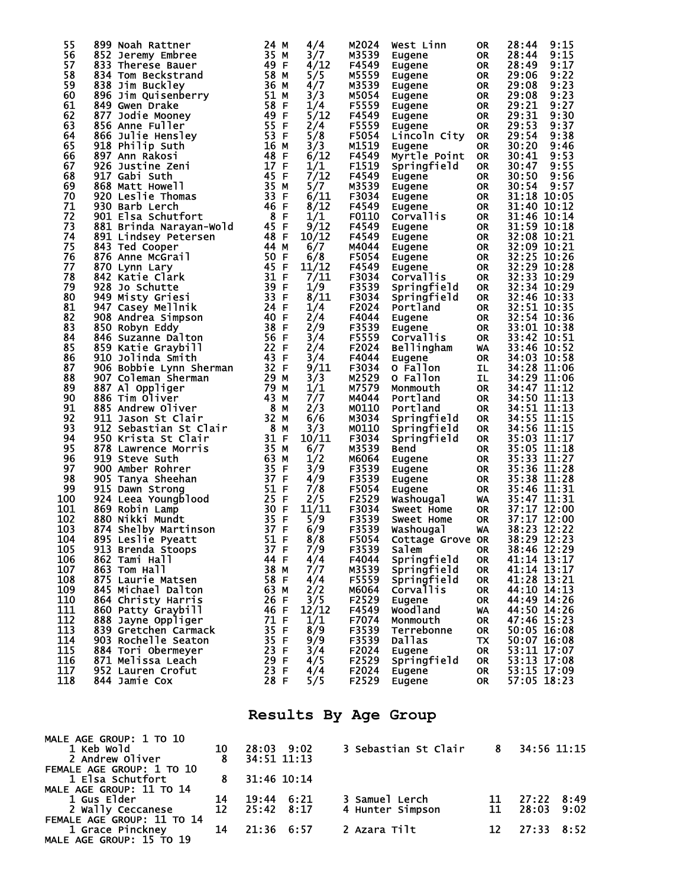| Place | Bib | Name | Age | Sex | Div Place | Division | City | State | Time | Pace |
|---|---|---|---|---|---|---|---|---|---|---|
| 55 | 899 | Noah Rattner | 24 | M | 4/4 | M2024 | West Linn | OR | 28:44 | 9:15 |
| 56 | 852 | Jeremy Embree | 35 | M | 3/7 | M3539 | Eugene | OR | 28:44 | 9:15 |
| 57 | 833 | Therese Bauer | 49 | F | 4/12 | F4549 | Eugene | OR | 28:49 | 9:17 |
| 58 | 834 | Tom Beckstrand | 58 | M | 5/5 | M5559 | Eugene | OR | 29:06 | 9:22 |
| 59 | 838 | Jim Buckley | 36 | M | 4/7 | M3539 | Eugene | OR | 29:08 | 9:23 |
| 60 | 896 | Jim Quisenberry | 51 | M | 3/3 | M5054 | Eugene | OR | 29:08 | 9:23 |
| 61 | 849 | Gwen Drake | 58 | F | 1/4 | F5559 | Eugene | OR | 29:21 | 9:27 |
| 62 | 877 | Jodie Mooney | 49 | F | 5/12 | F4549 | Eugene | OR | 29:31 | 9:30 |
| 63 | 856 | Anne Fuller | 55 | F | 2/4 | F5559 | Eugene | OR | 29:53 | 9:37 |
| 64 | 866 | Julie Hensley | 53 | F | 5/8 | F5054 | Lincoln City | OR | 29:54 | 9:38 |
| 65 | 918 | Philip Suth | 16 | M | 3/3 | M1519 | Eugene | OR | 30:20 | 9:46 |
| 66 | 897 | Ann Rakosi | 48 | F | 6/12 | F4549 | Myrtle Point | OR | 30:41 | 9:53 |
| 67 | 926 | Justine Zeni | 17 | F | 1/1 | F1519 | Springfield | OR | 30:47 | 9:55 |
| 68 | 917 | Gabi Suth | 45 | F | 7/12 | F4549 | Eugene | OR | 30:50 | 9:56 |
| 69 | 868 | Matt Howell | 35 | M | 5/7 | M3539 | Eugene | OR | 30:54 | 9:57 |
| 70 | 920 | Leslie Thomas | 33 | F | 6/11 | F3034 | Eugene | OR | 31:18 | 10:05 |
| 71 | 930 | Barb Lerch | 46 | F | 8/12 | F4549 | Eugene | OR | 31:40 | 10:12 |
| 72 | 901 | Elsa Schutfort | 8 | F | 1/1 | F0110 | Corvallis | OR | 31:46 | 10:14 |
| 73 | 881 | Brinda Narayan-Wold | 45 | F | 9/12 | F4549 | Eugene | OR | 31:59 | 10:18 |
| 74 | 891 | Lindsey Petersen | 48 | F | 10/12 | F4549 | Eugene | OR | 32:08 | 10:21 |
| 75 | 843 | Ted Cooper | 44 | M | 6/7 | M4044 | Eugene | OR | 32:09 | 10:21 |
| 76 | 876 | Anne McGrail | 50 | F | 6/8 | F5054 | Eugene | OR | 32:25 | 10:26 |
| 77 | 870 | Lynn Lary | 45 | F | 11/12 | F4549 | Eugene | OR | 32:29 | 10:28 |
| 78 | 842 | Katie Clark | 31 | F | 7/11 | F3034 | Corvallis | OR | 32:33 | 10:29 |
| 79 | 928 | Jo Schutte | 39 | F | 1/9 | F3539 | Springfield | OR | 32:34 | 10:29 |
| 80 | 949 | Misty Griesi | 33 | F | 8/11 | F3034 | Springfield | OR | 32:46 | 10:33 |
| 81 | 947 | Casey Mellnik | 24 | F | 1/4 | F2024 | Portland | OR | 32:51 | 10:35 |
| 82 | 908 | Andrea Simpson | 40 | F | 2/4 | F4044 | Eugene | OR | 32:54 | 10:36 |
| 83 | 850 | Robyn Eddy | 38 | F | 2/9 | F3539 | Eugene | OR | 33:01 | 10:38 |
| 84 | 846 | Suzanne Dalton | 56 | F | 3/4 | F5559 | Corvallis | OR | 33:42 | 10:51 |
| 85 | 859 | Katie Graybill | 22 | F | 2/4 | F2024 | Bellingham | WA | 33:46 | 10:52 |
| 86 | 910 | Jolinda Smith | 43 | F | 3/4 | F4044 | Eugene | OR | 34:03 | 10:58 |
| 87 | 906 | Bobbie Lynn Sherman | 32 | F | 9/11 | F3034 | O Fallon | IL | 34:28 | 11:06 |
| 88 | 907 | Coleman Sherman | 29 | M | 3/3 | M2529 | O Fallon | IL | 34:29 | 11:06 |
| 89 | 887 | Al Oppliger | 79 | M | 1/1 | M7579 | Monmouth | OR | 34:47 | 11:12 |
| 90 | 886 | Tim Oliver | 43 | M | 7/7 | M4044 | Portland | OR | 34:50 | 11:13 |
| 91 | 885 | Andrew Oliver | 8 | M | 2/3 | M0110 | Portland | OR | 34:51 | 11:13 |
| 92 | 911 | Jason St Clair | 32 | M | 6/6 | M3034 | Springfield | OR | 34:55 | 11:15 |
| 93 | 912 | Sebastian St Clair | 8 | M | 3/3 | M0110 | Springfield | OR | 34:56 | 11:15 |
| 94 | 950 | Krista St Clair | 31 | F | 10/11 | F3034 | Springfield | OR | 35:03 | 11:17 |
| 95 | 878 | Lawrence Morris | 35 | M | 6/7 | M3539 | Bend | OR | 35:05 | 11:18 |
| 96 | 919 | Steve Suth | 63 | M | 1/2 | M6064 | Eugene | OR | 35:33 | 11:27 |
| 97 | 900 | Amber Rohrer | 35 | F | 3/9 | F3539 | Eugene | OR | 35:36 | 11:28 |
| 98 | 905 | Tanya Sheehan | 37 | F | 4/9 | F3539 | Eugene | OR | 35:38 | 11:28 |
| 99 | 915 | Dawn Strong | 51 | F | 7/8 | F5054 | Eugene | OR | 35:46 | 11:31 |
| 100 | 924 | Leea Youngblood | 25 | F | 2/5 | F2529 | Washougal | WA | 35:47 | 11:31 |
| 101 | 869 | Robin Lamp | 30 | F | 11/11 | F3034 | Sweet Home | OR | 37:17 | 12:00 |
| 102 | 880 | Nikki Mundt | 35 | F | 5/9 | F3539 | Sweet Home | OR | 37:17 | 12:00 |
| 103 | 874 | Shelby Martinson | 37 | F | 6/9 | F3539 | Washougal | WA | 38:23 | 12:22 |
| 104 | 895 | Leslie Pyeatt | 51 | F | 8/8 | F5054 | Cottage Grove | OR | 38:29 | 12:23 |
| 105 | 913 | Brenda Stoops | 37 | F | 7/9 | F3539 | Salem | OR | 38:46 | 12:29 |
| 106 | 862 | Tami Hall | 44 | F | 4/4 | F4044 | Springfield | OR | 41:14 | 13:17 |
| 107 | 863 | Tom Hall | 38 | M | 7/7 | M3539 | Springfield | OR | 41:14 | 13:17 |
| 108 | 875 | Laurie Matsen | 58 | F | 4/4 | F5559 | Springfield | OR | 41:28 | 13:21 |
| 109 | 845 | Michael Dalton | 63 | M | 2/2 | M6064 | Corvallis | OR | 44:10 | 14:13 |
| 110 | 864 | Christy Harris | 26 | F | 3/5 | F2529 | Eugene | OR | 44:49 | 14:26 |
| 111 | 860 | Patty Graybill | 46 | F | 12/12 | F4549 | Woodland | WA | 44:50 | 14:26 |
| 112 | 888 | Jayne Oppliger | 71 | F | 1/1 | F7074 | Monmouth | OR | 47:46 | 15:23 |
| 113 | 839 | Gretchen Carmack | 35 | F | 8/9 | F3539 | Terrebonne | OR | 50:05 | 16:08 |
| 114 | 903 | Rochelle Seaton | 35 | F | 9/9 | F3539 | Dallas | TX | 50:07 | 16:08 |
| 115 | 884 | Tori Obermeyer | 23 | F | 3/4 | F2024 | Eugene | OR | 53:11 | 17:07 |
| 116 | 871 | Melissa Leach | 29 | F | 4/5 | F2529 | Springfield | OR | 53:13 | 17:08 |
| 117 | 952 | Lauren Crofut | 23 | F | 4/4 | F2024 | Eugene | OR | 53:15 | 17:09 |
| 118 | 844 | Jamie Cox | 28 | F | 5/5 | F2529 | Eugene | OR | 57:05 | 18:23 |

# Results By Age Group

MALE AGE GROUP: 1 TO 10

| Place | Name | Age | Time | Pace |
|---|---|---|---|---|
| 1 | Keb Wold | 10 | 28:03 | 9:02 |
| 2 | Andrew Oliver | 8 | 34:51 | 11:13 |
| 3 | Sebastian St Clair | 8 | 34:56 | 11:15 |

FEMALE AGE GROUP: 1 TO 10

| Place | Name | Age | Time | Pace |
|---|---|---|---|---|
| 1 | Elsa Schutfort | 8 | 31:46 | 10:14 |

MALE AGE GROUP: 11 TO 14

| Place | Name | Age | Time | Pace |
|---|---|---|---|---|
| 1 | Gus Elder | 14 | 19:44 | 6:21 |
| 2 | Wally Ceccanese | 12 | 25:42 | 8:17 |
| 3 | Samuel Lerch | 11 | 27:22 | 8:49 |
| 4 | Hunter Simpson | 11 | 28:03 | 9:02 |

FEMALE AGE GROUP: 11 TO 14

| Place | Name | Age | Time | Pace |
|---|---|---|---|---|
| 1 | Grace Pinckney | 14 | 21:36 | 6:57 |
| 2 | Azara Tilt | 12 | 27:33 | 8:52 |

MALE AGE GROUP: 15 TO 19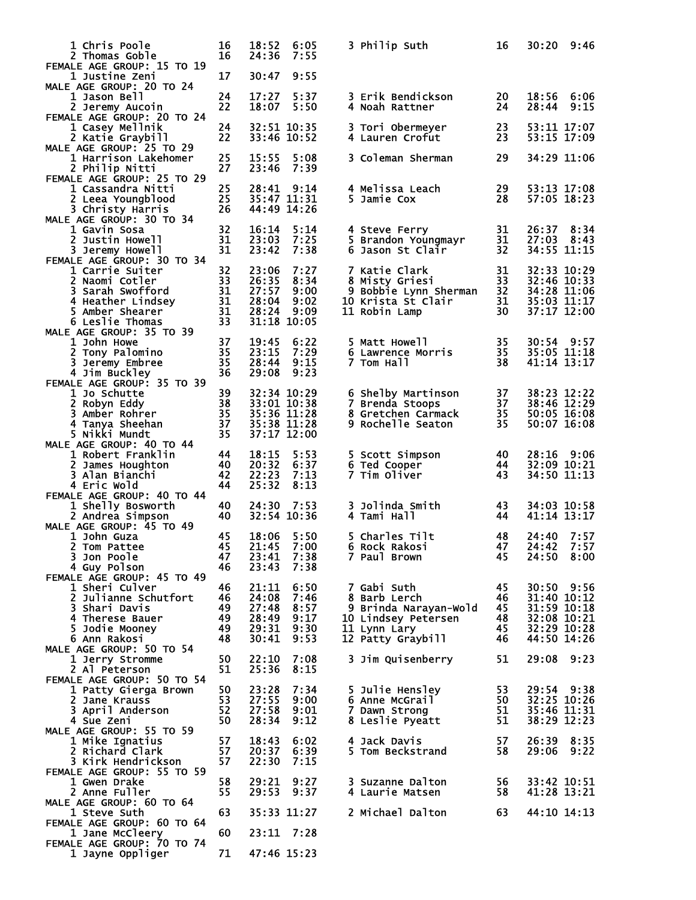| Place | Name | Age | Time | Pace | Place | Name | Age | Time | Pace |
|---|---|---|---|---|---|---|---|---|---|
| 1 | Chris Poole | 16 | 18:52 | 6:05 | 3 | Philip Suth | 16 | 30:20 | 9:46 |
| 2 | Thomas Goble | 16 | 24:36 | 7:55 | | | | | |

FEMALE AGE GROUP: 15 TO 19

| Place | Name | Age | Time | Pace | Place | Name | Age | Time | Pace |
|---|---|---|---|---|---|---|---|---|---|
| 1 | Justine Zeni | 17 | 30:47 | 9:55 | | | | | |

MALE AGE GROUP: 20 TO 24

| Place | Name | Age | Time | Pace | Place | Name | Age | Time | Pace |
|---|---|---|---|---|---|---|---|---|---|
| 1 | Jason Bell | 24 | 17:27 | 5:37 | 3 | Erik Bendickson | 20 | 18:56 | 6:06 |
| 2 | Jeremy Aucoin | 22 | 18:07 | 5:50 | 4 | Noah Rattner | 24 | 28:44 | 9:15 |

FEMALE AGE GROUP: 20 TO 24

| Place | Name | Age | Time | Pace | Place | Name | Age | Time | Pace |
|---|---|---|---|---|---|---|---|---|---|
| 1 | Casey Mellnik | 24 | 32:51 | 10:35 | 3 | Tori Obermeyer | 23 | 53:11 | 17:07 |
| 2 | Katie Graybill | 22 | 33:46 | 10:52 | 4 | Lauren Crofut | 23 | 53:15 | 17:09 |

MALE AGE GROUP: 25 TO 29

| Place | Name | Age | Time | Pace | Place | Name | Age | Time | Pace |
|---|---|---|---|---|---|---|---|---|---|
| 1 | Harrison Lakehomer | 25 | 15:55 | 5:08 | 3 | Coleman Sherman | 29 | 34:29 | 11:06 |
| 2 | Philip Nitti | 27 | 23:46 | 7:39 | | | | | |

FEMALE AGE GROUP: 25 TO 29

| Place | Name | Age | Time | Pace | Place | Name | Age | Time | Pace |
|---|---|---|---|---|---|---|---|---|---|
| 1 | Cassandra Nitti | 25 | 28:41 | 9:14 | 4 | Melissa Leach | 29 | 53:13 | 17:08 |
| 2 | Leea Youngblood | 25 | 35:47 | 11:31 | 5 | Jamie Cox | 28 | 57:05 | 18:23 |
| 3 | Christy Harris | 26 | 44:49 | 14:26 | | | | | |

MALE AGE GROUP: 30 TO 34

| Place | Name | Age | Time | Pace | Place | Name | Age | Time | Pace |
|---|---|---|---|---|---|---|---|---|---|
| 1 | Gavin Sosa | 32 | 16:14 | 5:14 | 4 | Steve Ferry | 31 | 26:37 | 8:34 |
| 2 | Justin Howell | 31 | 23:03 | 7:25 | 5 | Brandon Youngmayr | 31 | 27:03 | 8:43 |
| 3 | Jeremy Howell | 31 | 23:42 | 7:38 | 6 | Jason St Clair | 32 | 34:55 | 11:15 |

FEMALE AGE GROUP: 30 TO 34

| Place | Name | Age | Time | Pace | Place | Name | Age | Time | Pace |
|---|---|---|---|---|---|---|---|---|---|
| 1 | Carrie Suiter | 32 | 23:06 | 7:27 | 7 | Katie Clark | 31 | 32:33 | 10:29 |
| 2 | Naomi Cotler | 33 | 26:35 | 8:34 | 8 | Misty Griesi | 33 | 32:46 | 10:33 |
| 3 | Sarah Swofford | 31 | 27:57 | 9:00 | 9 | Bobbie Lynn Sherman | 32 | 34:28 | 11:06 |
| 4 | Heather Lindsey | 31 | 28:04 | 9:02 | 10 | Krista St Clair | 31 | 35:03 | 11:17 |
| 5 | Amber Shearer | 31 | 28:24 | 9:09 | 11 | Robin Lamp | 30 | 37:17 | 12:00 |
| 6 | Leslie Thomas | 33 | 31:18 | 10:05 | | | | | |

MALE AGE GROUP: 35 TO 39

| Place | Name | Age | Time | Pace | Place | Name | Age | Time | Pace |
|---|---|---|---|---|---|---|---|---|---|
| 1 | John Howe | 37 | 19:45 | 6:22 | 5 | Matt Howell | 35 | 30:54 | 9:57 |
| 2 | Tony Palomino | 35 | 23:15 | 7:29 | 6 | Lawrence Morris | 35 | 35:05 | 11:18 |
| 3 | Jeremy Embree | 35 | 28:44 | 9:15 | 7 | Tom Hall | 38 | 41:14 | 13:17 |
| 4 | Jim Buckley | 36 | 29:08 | 9:23 | | | | | |

FEMALE AGE GROUP: 35 TO 39

| Place | Name | Age | Time | Pace | Place | Name | Age | Time | Pace |
|---|---|---|---|---|---|---|---|---|---|
| 1 | Jo Schutte | 39 | 32:34 | 10:29 | 6 | Shelby Martinson | 37 | 38:23 | 12:22 |
| 2 | Robyn Eddy | 38 | 33:01 | 10:38 | 7 | Brenda Stoops | 37 | 38:46 | 12:29 |
| 3 | Amber Rohrer | 35 | 35:36 | 11:28 | 8 | Gretchen Carmack | 35 | 50:05 | 16:08 |
| 4 | Tanya Sheehan | 37 | 35:38 | 11:28 | 9 | Rochelle Seaton | 35 | 50:07 | 16:08 |
| 5 | Nikki Mundt | 35 | 37:17 | 12:00 | | | | | |

MALE AGE GROUP: 40 TO 44

| Place | Name | Age | Time | Pace | Place | Name | Age | Time | Pace |
|---|---|---|---|---|---|---|---|---|---|
| 1 | Robert Franklin | 44 | 18:15 | 5:53 | 5 | Scott Simpson | 40 | 28:16 | 9:06 |
| 2 | James Houghton | 40 | 20:32 | 6:37 | 6 | Ted Cooper | 44 | 32:09 | 10:21 |
| 3 | Alan Bianchi | 42 | 22:23 | 7:13 | 7 | Tim Oliver | 43 | 34:50 | 11:13 |
| 4 | Eric Wold | 44 | 25:32 | 8:13 | | | | | |

FEMALE AGE GROUP: 40 TO 44

| Place | Name | Age | Time | Pace | Place | Name | Age | Time | Pace |
|---|---|---|---|---|---|---|---|---|---|
| 1 | Shelly Bosworth | 40 | 24:30 | 7:53 | 3 | Jolinda Smith | 43 | 34:03 | 10:58 |
| 2 | Andrea Simpson | 40 | 32:54 | 10:36 | 4 | Tami Hall | 44 | 41:14 | 13:17 |

MALE AGE GROUP: 45 TO 49

| Place | Name | Age | Time | Pace | Place | Name | Age | Time | Pace |
|---|---|---|---|---|---|---|---|---|---|
| 1 | John Guza | 45 | 18:06 | 5:50 | 5 | Charles Tilt | 48 | 24:40 | 7:57 |
| 2 | Tom Pattee | 45 | 21:45 | 7:00 | 6 | Rock Rakosi | 47 | 24:42 | 7:57 |
| 3 | Jon Poole | 47 | 23:41 | 7:38 | 7 | Paul Brown | 45 | 24:50 | 8:00 |
| 4 | Guy Polson | 46 | 23:43 | 7:38 | | | | | |

FEMALE AGE GROUP: 45 TO 49

| Place | Name | Age | Time | Pace | Place | Name | Age | Time | Pace |
|---|---|---|---|---|---|---|---|---|---|
| 1 | Sheri Culver | 46 | 21:11 | 6:50 | 7 | Gabi Suth | 45 | 30:50 | 9:56 |
| 2 | Julianne Schutfort | 46 | 24:08 | 7:46 | 8 | Barb Lerch | 46 | 31:40 | 10:12 |
| 3 | Shari Davis | 49 | 27:48 | 8:57 | 9 | Brinda Narayan-Wold | 45 | 31:59 | 10:18 |
| 4 | Therese Bauer | 49 | 28:49 | 9:17 | 10 | Lindsey Petersen | 48 | 32:08 | 10:21 |
| 5 | Jodie Mooney | 49 | 29:31 | 9:30 | 11 | Lynn Lary | 45 | 32:29 | 10:28 |
| 6 | Ann Rakosi | 48 | 30:41 | 9:53 | 12 | Patty Graybill | 46 | 44:50 | 14:26 |

MALE AGE GROUP: 50 TO 54

| Place | Name | Age | Time | Pace | Place | Name | Age | Time | Pace |
|---|---|---|---|---|---|---|---|---|---|
| 1 | Jerry Stromme | 50 | 22:10 | 7:08 | 3 | Jim Quisenberry | 51 | 29:08 | 9:23 |
| 2 | Al Peterson | 51 | 25:36 | 8:15 | | | | | |

FEMALE AGE GROUP: 50 TO 54

| Place | Name | Age | Time | Pace | Place | Name | Age | Time | Pace |
|---|---|---|---|---|---|---|---|---|---|
| 1 | Patty Gierga Brown | 50 | 23:28 | 7:34 | 5 | Julie Hensley | 53 | 29:54 | 9:38 |
| 2 | Jane Krauss | 53 | 27:55 | 9:00 | 6 | Anne McGrail | 50 | 32:25 | 10:26 |
| 3 | April Anderson | 52 | 27:58 | 9:01 | 7 | Dawn Strong | 51 | 35:46 | 11:31 |
| 4 | Sue Zeni | 50 | 28:34 | 9:12 | 8 | Leslie Pyeatt | 51 | 38:29 | 12:23 |

MALE AGE GROUP: 55 TO 59

| Place | Name | Age | Time | Pace | Place | Name | Age | Time | Pace |
|---|---|---|---|---|---|---|---|---|---|
| 1 | Mike Ignatius | 57 | 18:43 | 6:02 | 4 | Jack Davis | 57 | 26:39 | 8:35 |
| 2 | Richard Clark | 57 | 20:37 | 6:39 | 5 | Tom Beckstrand | 58 | 29:06 | 9:22 |
| 3 | Kirk Hendrickson | 57 | 22:30 | 7:15 | | | | | |

FEMALE AGE GROUP: 55 TO 59

| Place | Name | Age | Time | Pace | Place | Name | Age | Time | Pace |
|---|---|---|---|---|---|---|---|---|---|
| 1 | Gwen Drake | 58 | 29:21 | 9:27 | 3 | Suzanne Dalton | 56 | 33:42 | 10:51 |
| 2 | Anne Fuller | 55 | 29:53 | 9:37 | 4 | Laurie Matsen | 58 | 41:28 | 13:21 |

MALE AGE GROUP: 60 TO 64

| Place | Name | Age | Time | Pace | Place | Name | Age | Time | Pace |
|---|---|---|---|---|---|---|---|---|---|
| 1 | Steve Suth | 63 | 35:33 | 11:27 | 2 | Michael Dalton | 63 | 44:10 | 14:13 |

FEMALE AGE GROUP: 60 TO 64

| Place | Name | Age | Time | Pace |
|---|---|---|---|---|
| 1 | Jane McCleery | 60 | 23:11 | 7:28 |

FEMALE AGE GROUP: 70 TO 74

| Place | Name | Age | Time | Pace |
|---|---|---|---|---|
| 1 | Jayne Oppliger | 71 | 47:46 | 15:23 |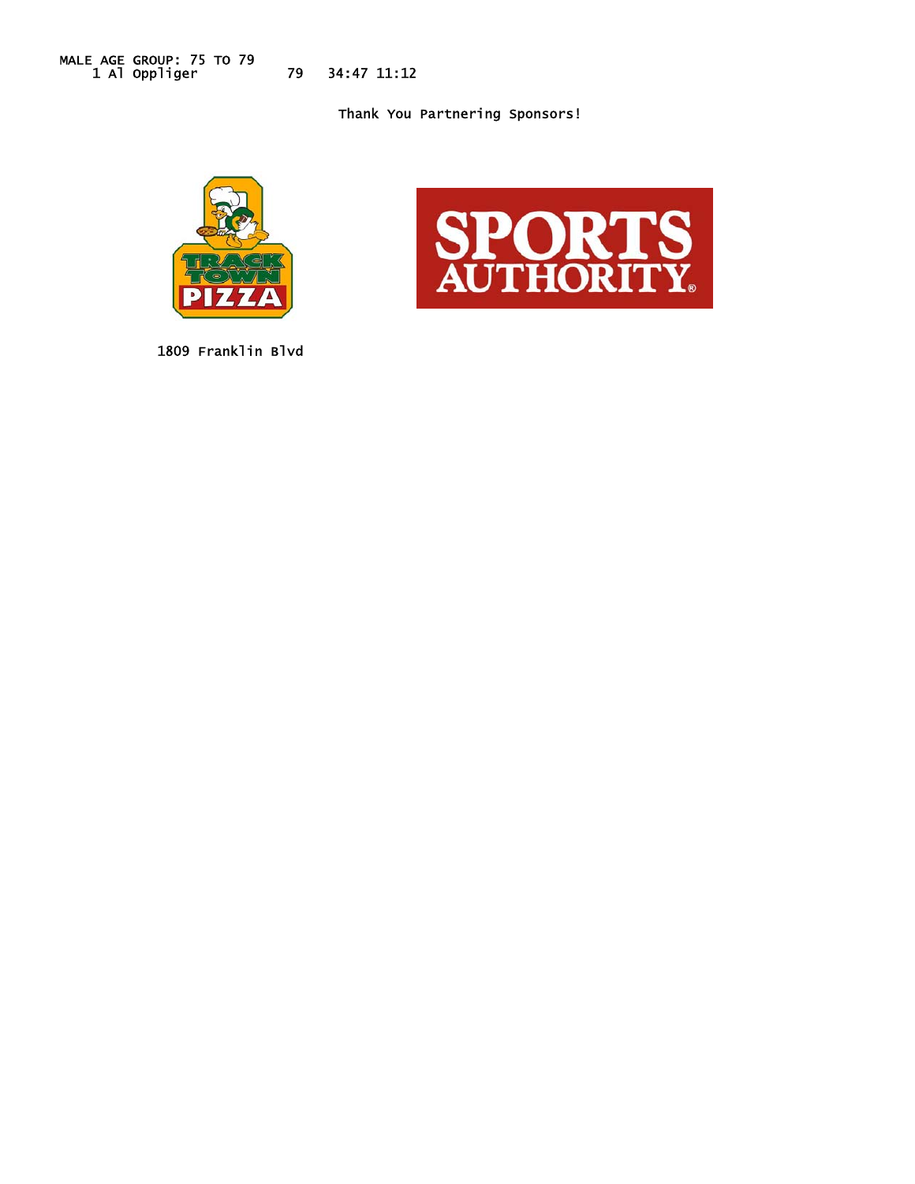MALE AGE GROUP: 75 TO 79

```
    1 Al Oppliger           79   34:47 11:12
```

Thank You Partnering Sponsors!

1809 Franklin Blvd